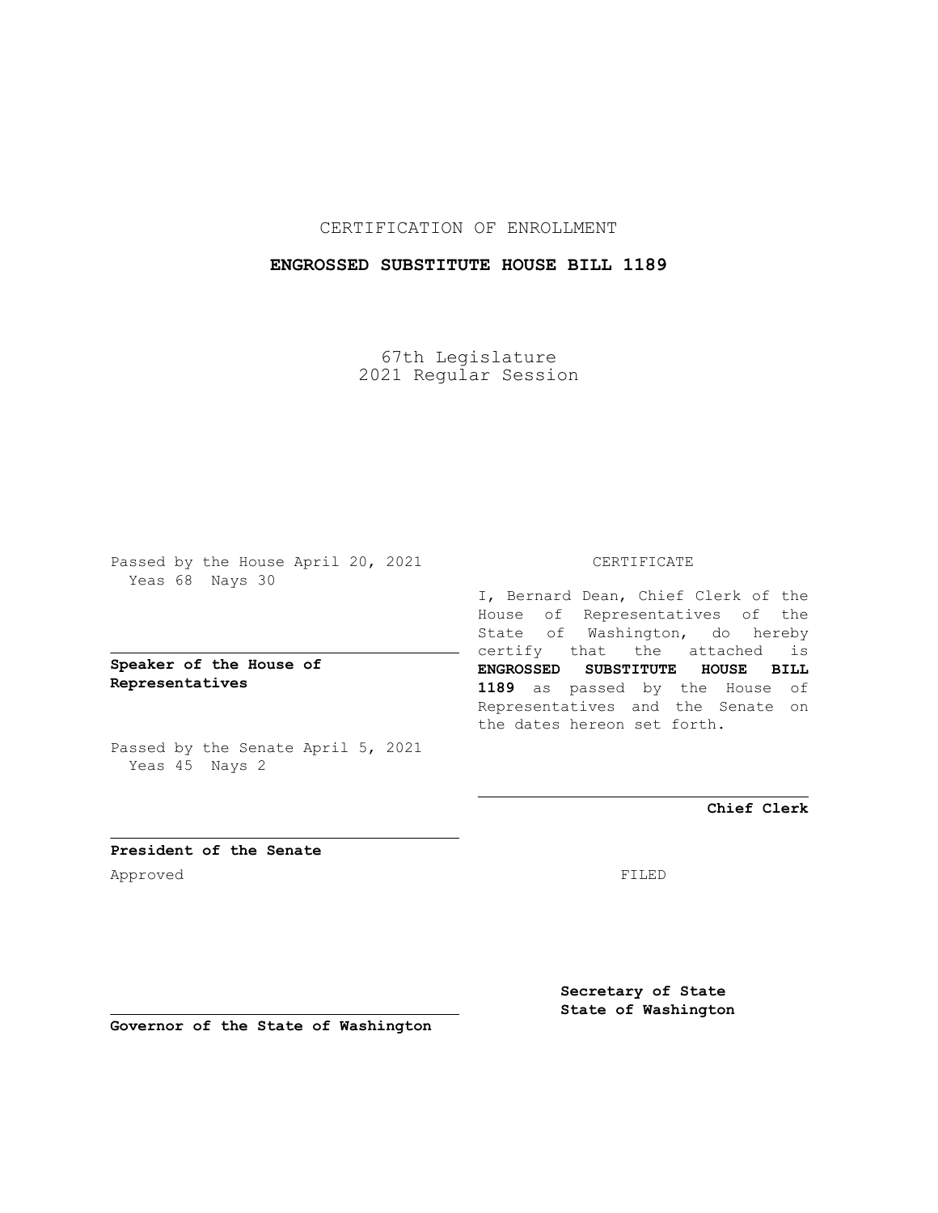CERTIFICATION OF ENROLLMENT

**ENGROSSED SUBSTITUTE HOUSE BILL 1189**

67th Legislature
2021 Regular Session

Passed by the House April 20, 2021
Yeas 68 Nays 30

**Speaker of the House of Representatives**

Passed by the Senate April 5, 2021
Yeas 45 Nays 2

**President of the Senate**

Approved

**Governor of the State of Washington**

CERTIFICATE

I, Bernard Dean, Chief Clerk of the House of Representatives of the State of Washington, do hereby certify that the attached is **ENGROSSED SUBSTITUTE HOUSE BILL 1189** as passed by the House of Representatives and the Senate on the dates hereon set forth.

**Chief Clerk**

FILED

**Secretary of State**
**State of Washington**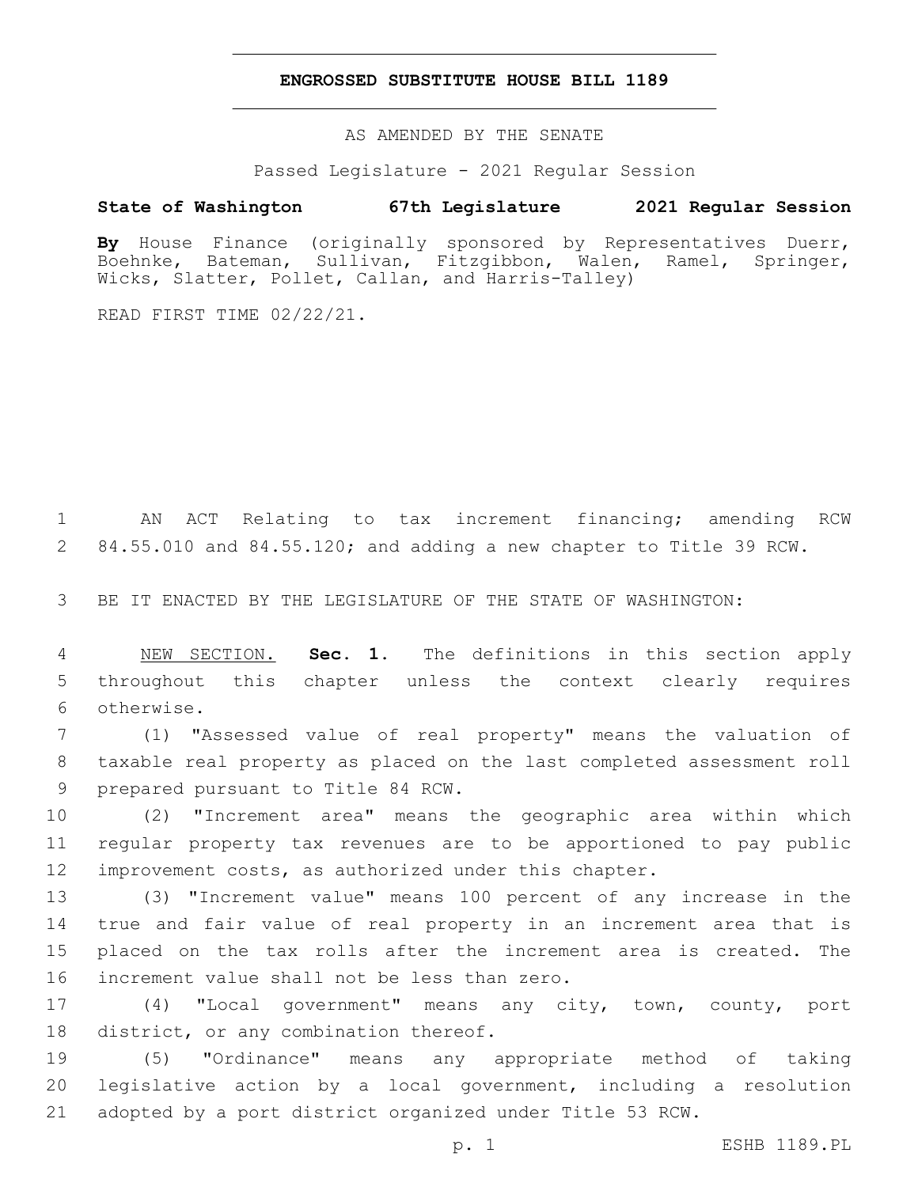# ENGROSSED SUBSTITUTE HOUSE BILL 1189

AS AMENDED BY THE SENATE

Passed Legislature - 2021 Regular Session

**State of Washington 67th Legislature 2021 Regular Session**

**By** House Finance (originally sponsored by Representatives Duerr, Boehnke, Bateman, Sullivan, Fitzgibbon, Walen, Ramel, Springer, Wicks, Slatter, Pollet, Callan, and Harris-Talley)

READ FIRST TIME 02/22/21.

AN ACT Relating to tax increment financing; amending RCW 84.55.010 and 84.55.120; and adding a new chapter to Title 39 RCW.

BE IT ENACTED BY THE LEGISLATURE OF THE STATE OF WASHINGTON:

NEW SECTION. **Sec. 1.** The definitions in this section apply throughout this chapter unless the context clearly requires otherwise.

(1) "Assessed value of real property" means the valuation of taxable real property as placed on the last completed assessment roll prepared pursuant to Title 84 RCW.

(2) "Increment area" means the geographic area within which regular property tax revenues are to be apportioned to pay public improvement costs, as authorized under this chapter.

(3) "Increment value" means 100 percent of any increase in the true and fair value of real property in an increment area that is placed on the tax rolls after the increment area is created. The increment value shall not be less than zero.

(4) "Local government" means any city, town, county, port district, or any combination thereof.

(5) "Ordinance" means any appropriate method of taking legislative action by a local government, including a resolution adopted by a port district organized under Title 53 RCW.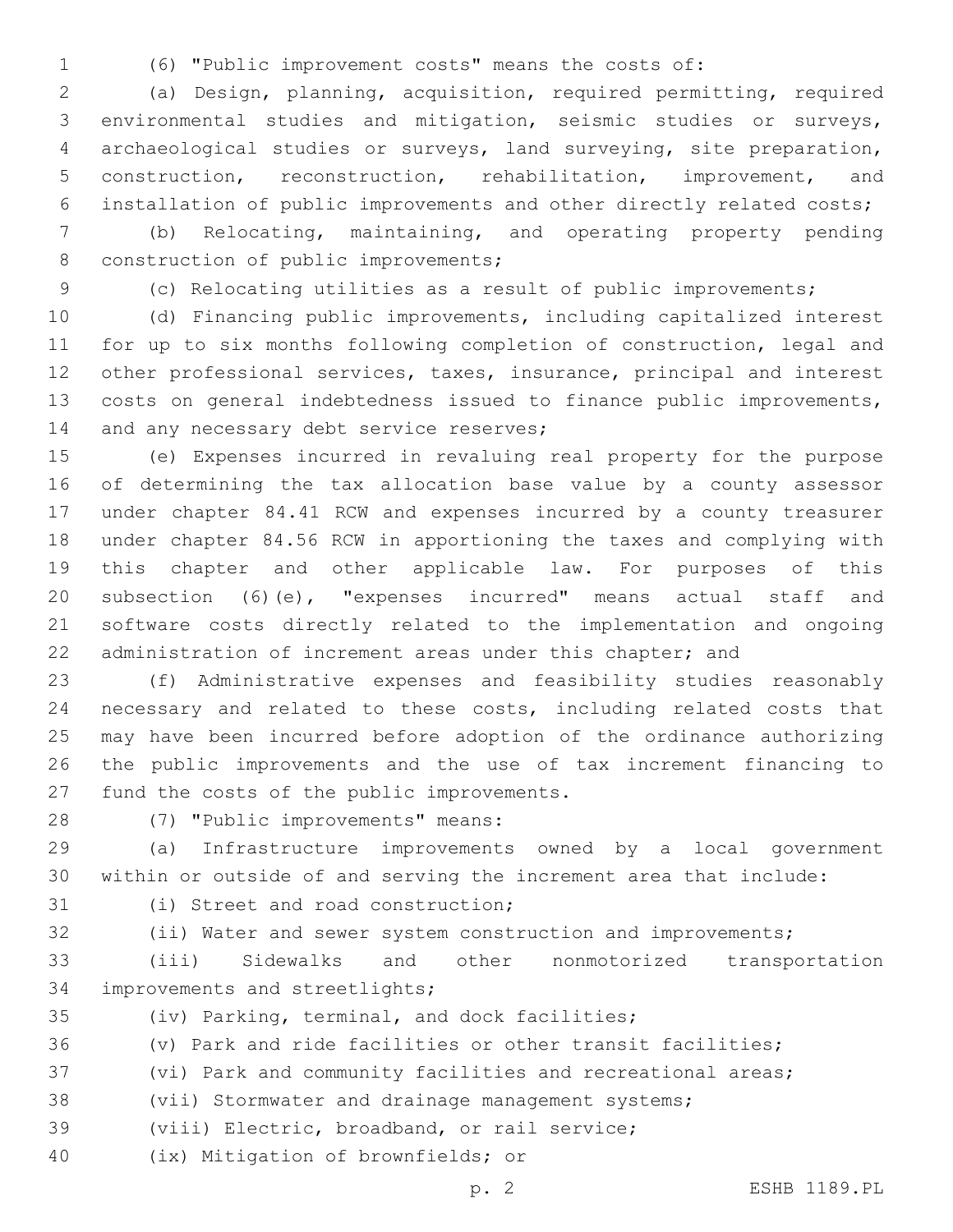(6) "Public improvement costs" means the costs of:

(a) Design, planning, acquisition, required permitting, required environmental studies and mitigation, seismic studies or surveys, archaeological studies or surveys, land surveying, site preparation, construction, reconstruction, rehabilitation, improvement, and installation of public improvements and other directly related costs;

(b) Relocating, maintaining, and operating property pending construction of public improvements;

(c) Relocating utilities as a result of public improvements;

(d) Financing public improvements, including capitalized interest for up to six months following completion of construction, legal and other professional services, taxes, insurance, principal and interest costs on general indebtedness issued to finance public improvements, and any necessary debt service reserves;

(e) Expenses incurred in revaluing real property for the purpose of determining the tax allocation base value by a county assessor under chapter 84.41 RCW and expenses incurred by a county treasurer under chapter 84.56 RCW in apportioning the taxes and complying with this chapter and other applicable law. For purposes of this subsection (6)(e), "expenses incurred" means actual staff and software costs directly related to the implementation and ongoing administration of increment areas under this chapter; and

(f) Administrative expenses and feasibility studies reasonably necessary and related to these costs, including related costs that may have been incurred before adoption of the ordinance authorizing the public improvements and the use of tax increment financing to fund the costs of the public improvements.

(7) "Public improvements" means:

(a) Infrastructure improvements owned by a local government within or outside of and serving the increment area that include:

(i) Street and road construction;

(ii) Water and sewer system construction and improvements;

(iii) Sidewalks and other nonmotorized transportation improvements and streetlights;

(iv) Parking, terminal, and dock facilities;

(v) Park and ride facilities or other transit facilities;

(vi) Park and community facilities and recreational areas;

(vii) Stormwater and drainage management systems;

(viii) Electric, broadband, or rail service;

(ix) Mitigation of brownfields; or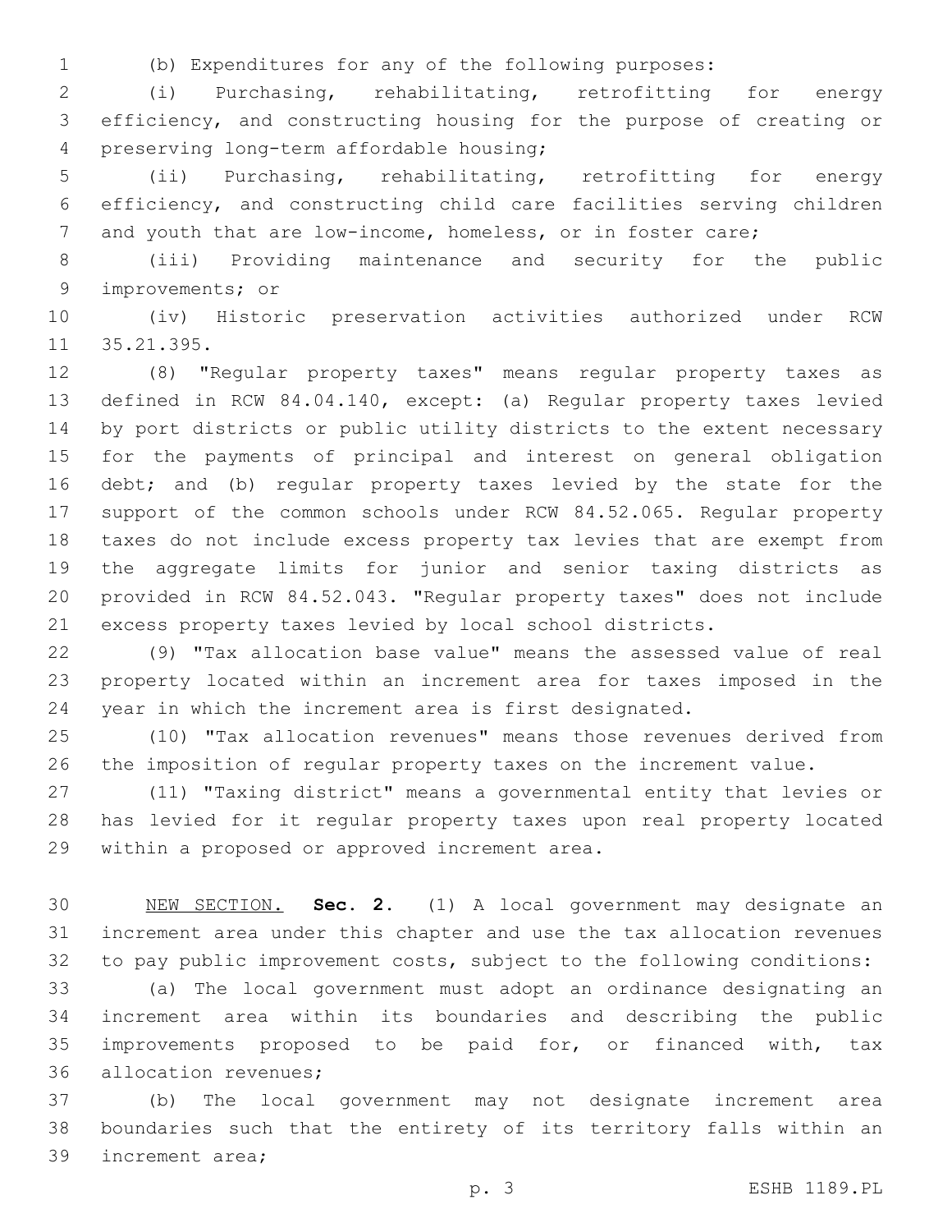(b) Expenditures for any of the following purposes:

(i) Purchasing, rehabilitating, retrofitting for energy efficiency, and constructing housing for the purpose of creating or preserving long-term affordable housing;

(ii) Purchasing, rehabilitating, retrofitting for energy efficiency, and constructing child care facilities serving children and youth that are low-income, homeless, or in foster care;

(iii) Providing maintenance and security for the public improvements; or

(iv) Historic preservation activities authorized under RCW 35.21.395.

(8) "Regular property taxes" means regular property taxes as defined in RCW 84.04.140, except: (a) Regular property taxes levied by port districts or public utility districts to the extent necessary for the payments of principal and interest on general obligation debt; and (b) regular property taxes levied by the state for the support of the common schools under RCW 84.52.065. Regular property taxes do not include excess property tax levies that are exempt from the aggregate limits for junior and senior taxing districts as provided in RCW 84.52.043. "Regular property taxes" does not include excess property taxes levied by local school districts.

(9) "Tax allocation base value" means the assessed value of real property located within an increment area for taxes imposed in the year in which the increment area is first designated.

(10) "Tax allocation revenues" means those revenues derived from the imposition of regular property taxes on the increment value.

(11) "Taxing district" means a governmental entity that levies or has levied for it regular property taxes upon real property located within a proposed or approved increment area.

NEW SECTION. **Sec. 2.** (1) A local government may designate an increment area under this chapter and use the tax allocation revenues to pay public improvement costs, subject to the following conditions:

(a) The local government must adopt an ordinance designating an increment area within its boundaries and describing the public improvements proposed to be paid for, or financed with, tax allocation revenues;

(b) The local government may not designate increment area boundaries such that the entirety of its territory falls within an increment area;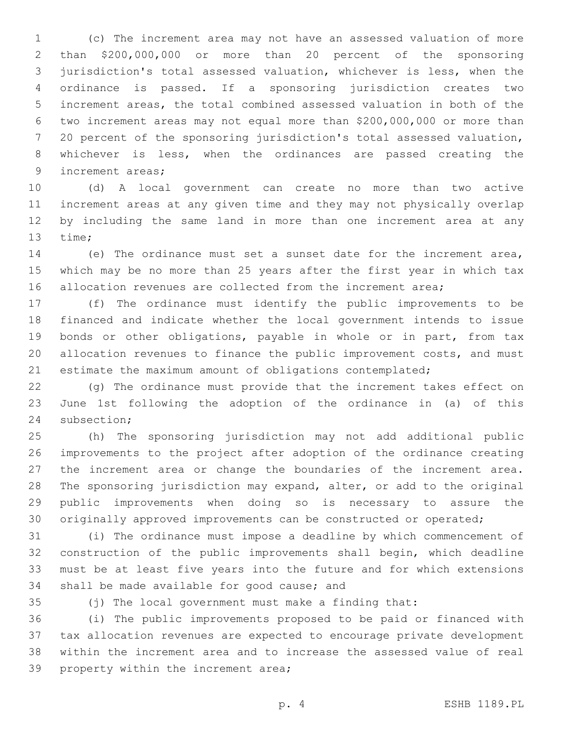(c) The increment area may not have an assessed valuation of more than $200,000,000 or more than 20 percent of the sponsoring jurisdiction's total assessed valuation, whichever is less, when the ordinance is passed. If a sponsoring jurisdiction creates two increment areas, the total combined assessed valuation in both of the two increment areas may not equal more than $200,000,000 or more than 20 percent of the sponsoring jurisdiction's total assessed valuation, whichever is less, when the ordinances are passed creating the increment areas;

(d) A local government can create no more than two active increment areas at any given time and they may not physically overlap by including the same land in more than one increment area at any time;

(e) The ordinance must set a sunset date for the increment area, which may be no more than 25 years after the first year in which tax allocation revenues are collected from the increment area;

(f) The ordinance must identify the public improvements to be financed and indicate whether the local government intends to issue bonds or other obligations, payable in whole or in part, from tax allocation revenues to finance the public improvement costs, and must estimate the maximum amount of obligations contemplated;

(g) The ordinance must provide that the increment takes effect on June 1st following the adoption of the ordinance in (a) of this subsection;

(h) The sponsoring jurisdiction may not add additional public improvements to the project after adoption of the ordinance creating the increment area or change the boundaries of the increment area. The sponsoring jurisdiction may expand, alter, or add to the original public improvements when doing so is necessary to assure the originally approved improvements can be constructed or operated;

(i) The ordinance must impose a deadline by which commencement of construction of the public improvements shall begin, which deadline must be at least five years into the future and for which extensions shall be made available for good cause; and

(j) The local government must make a finding that:

(i) The public improvements proposed to be paid or financed with tax allocation revenues are expected to encourage private development within the increment area and to increase the assessed value of real property within the increment area;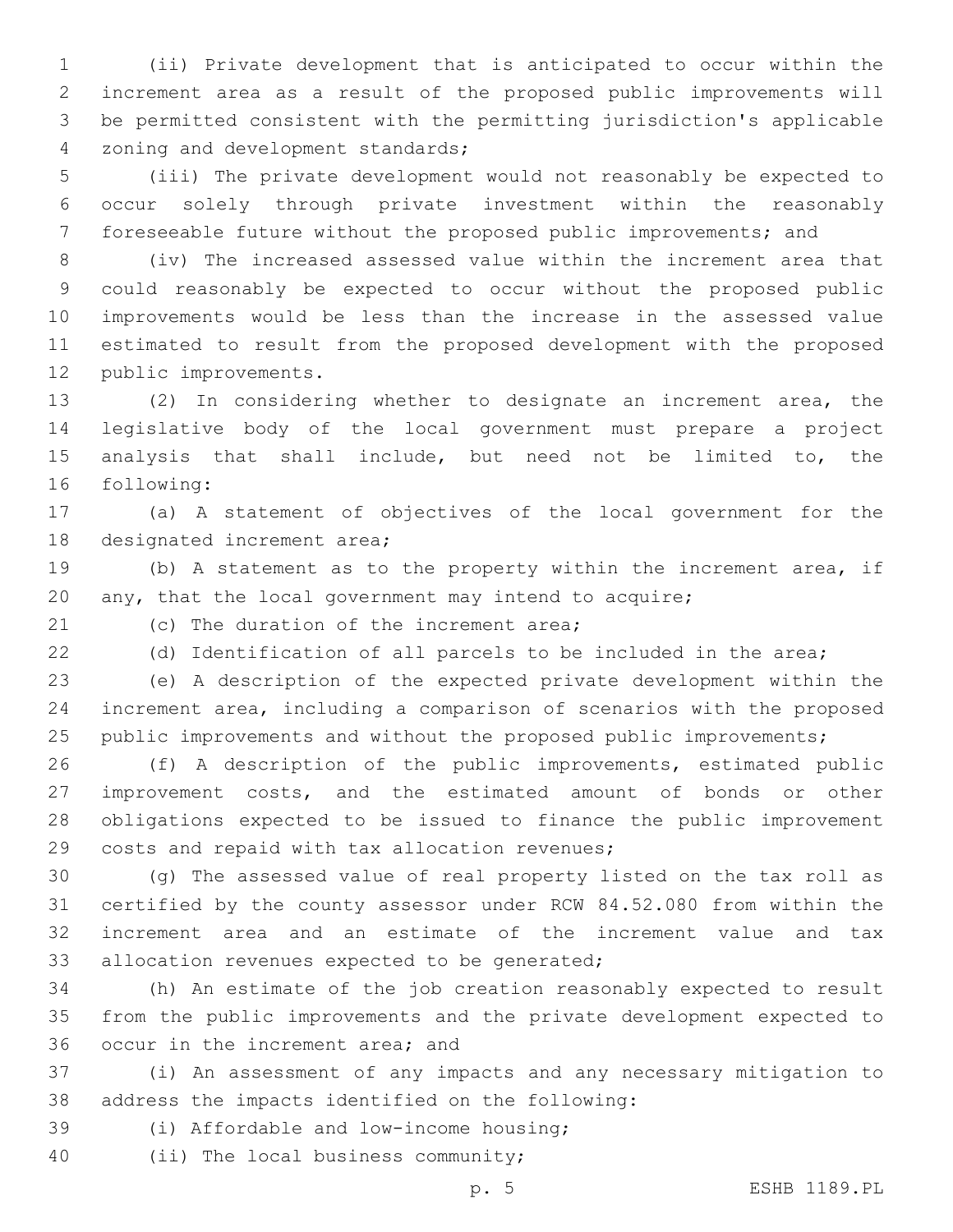(ii) Private development that is anticipated to occur within the increment area as a result of the proposed public improvements will be permitted consistent with the permitting jurisdiction's applicable zoning and development standards;

(iii) The private development would not reasonably be expected to occur solely through private investment within the reasonably foreseeable future without the proposed public improvements; and

(iv) The increased assessed value within the increment area that could reasonably be expected to occur without the proposed public improvements would be less than the increase in the assessed value estimated to result from the proposed development with the proposed public improvements.

(2) In considering whether to designate an increment area, the legislative body of the local government must prepare a project analysis that shall include, but need not be limited to, the following:

(a) A statement of objectives of the local government for the designated increment area;

(b) A statement as to the property within the increment area, if any, that the local government may intend to acquire;

(c) The duration of the increment area;

(d) Identification of all parcels to be included in the area;

(e) A description of the expected private development within the increment area, including a comparison of scenarios with the proposed public improvements and without the proposed public improvements;

(f) A description of the public improvements, estimated public improvement costs, and the estimated amount of bonds or other obligations expected to be issued to finance the public improvement costs and repaid with tax allocation revenues;

(g) The assessed value of real property listed on the tax roll as certified by the county assessor under RCW 84.52.080 from within the increment area and an estimate of the increment value and tax allocation revenues expected to be generated;

(h) An estimate of the job creation reasonably expected to result from the public improvements and the private development expected to occur in the increment area; and

(i) An assessment of any impacts and any necessary mitigation to address the impacts identified on the following:

(i) Affordable and low-income housing;

(ii) The local business community;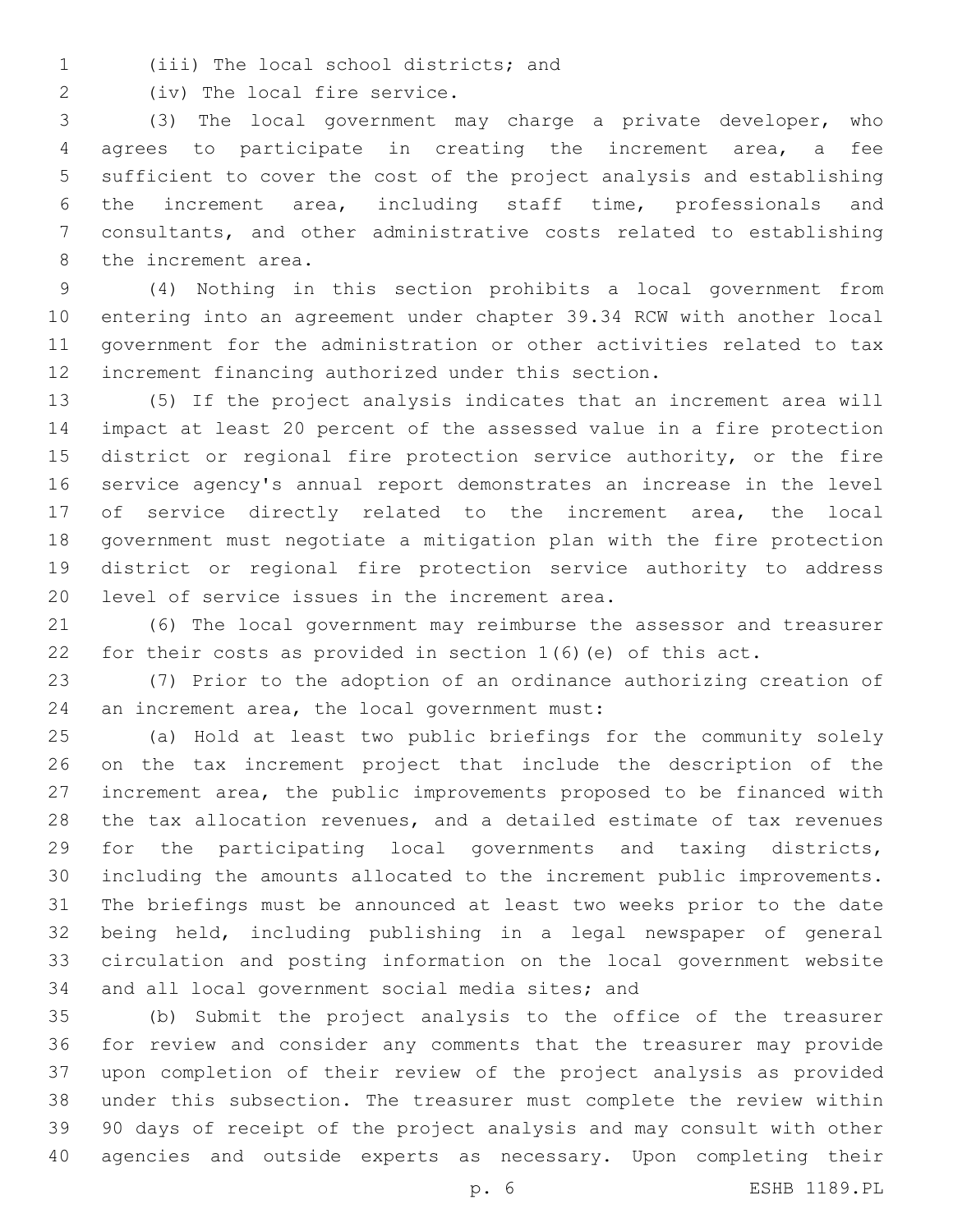(iii) The local school districts; and

(iv) The local fire service.

(3) The local government may charge a private developer, who agrees to participate in creating the increment area, a fee sufficient to cover the cost of the project analysis and establishing the increment area, including staff time, professionals and consultants, and other administrative costs related to establishing the increment area.

(4) Nothing in this section prohibits a local government from entering into an agreement under chapter 39.34 RCW with another local government for the administration or other activities related to tax increment financing authorized under this section.

(5) If the project analysis indicates that an increment area will impact at least 20 percent of the assessed value in a fire protection district or regional fire protection service authority, or the fire service agency's annual report demonstrates an increase in the level of service directly related to the increment area, the local government must negotiate a mitigation plan with the fire protection district or regional fire protection service authority to address level of service issues in the increment area.

(6) The local government may reimburse the assessor and treasurer for their costs as provided in section 1(6)(e) of this act.

(7) Prior to the adoption of an ordinance authorizing creation of an increment area, the local government must:

(a) Hold at least two public briefings for the community solely on the tax increment project that include the description of the increment area, the public improvements proposed to be financed with the tax allocation revenues, and a detailed estimate of tax revenues for the participating local governments and taxing districts, including the amounts allocated to the increment public improvements. The briefings must be announced at least two weeks prior to the date being held, including publishing in a legal newspaper of general circulation and posting information on the local government website and all local government social media sites; and

(b) Submit the project analysis to the office of the treasurer for review and consider any comments that the treasurer may provide upon completion of their review of the project analysis as provided under this subsection. The treasurer must complete the review within 90 days of receipt of the project analysis and may consult with other agencies and outside experts as necessary. Upon completing their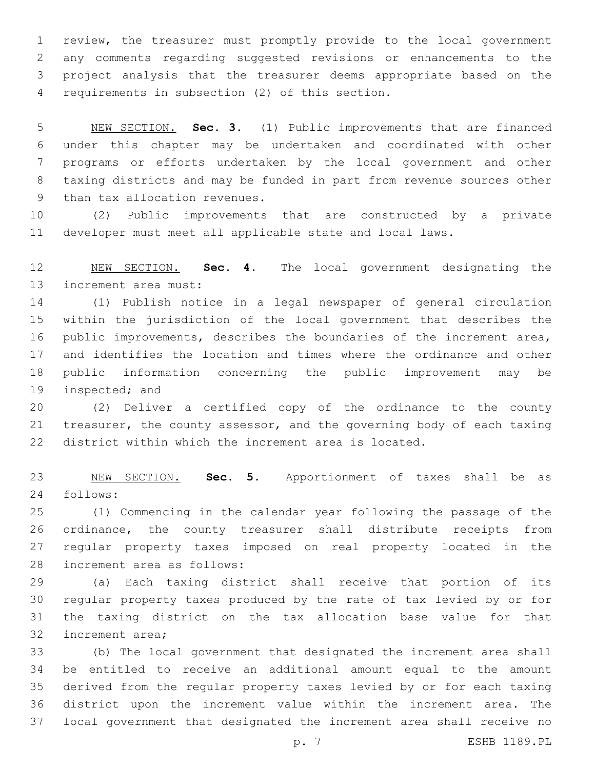review, the treasurer must promptly provide to the local government any comments regarding suggested revisions or enhancements to the project analysis that the treasurer deems appropriate based on the requirements in subsection (2) of this section.

NEW SECTION. **Sec. 3.** (1) Public improvements that are financed under this chapter may be undertaken and coordinated with other programs or efforts undertaken by the local government and other taxing districts and may be funded in part from revenue sources other than tax allocation revenues.

(2) Public improvements that are constructed by a private developer must meet all applicable state and local laws.

NEW SECTION. **Sec. 4.** The local government designating the increment area must:

(1) Publish notice in a legal newspaper of general circulation within the jurisdiction of the local government that describes the public improvements, describes the boundaries of the increment area, and identifies the location and times where the ordinance and other public information concerning the public improvement may be inspected; and

(2) Deliver a certified copy of the ordinance to the county treasurer, the county assessor, and the governing body of each taxing district within which the increment area is located.

NEW SECTION. **Sec. 5.** Apportionment of taxes shall be as follows:

(1) Commencing in the calendar year following the passage of the ordinance, the county treasurer shall distribute receipts from regular property taxes imposed on real property located in the increment area as follows:

(a) Each taxing district shall receive that portion of its regular property taxes produced by the rate of tax levied by or for the taxing district on the tax allocation base value for that increment area;

(b) The local government that designated the increment area shall be entitled to receive an additional amount equal to the amount derived from the regular property taxes levied by or for each taxing district upon the increment value within the increment area. The local government that designated the increment area shall receive no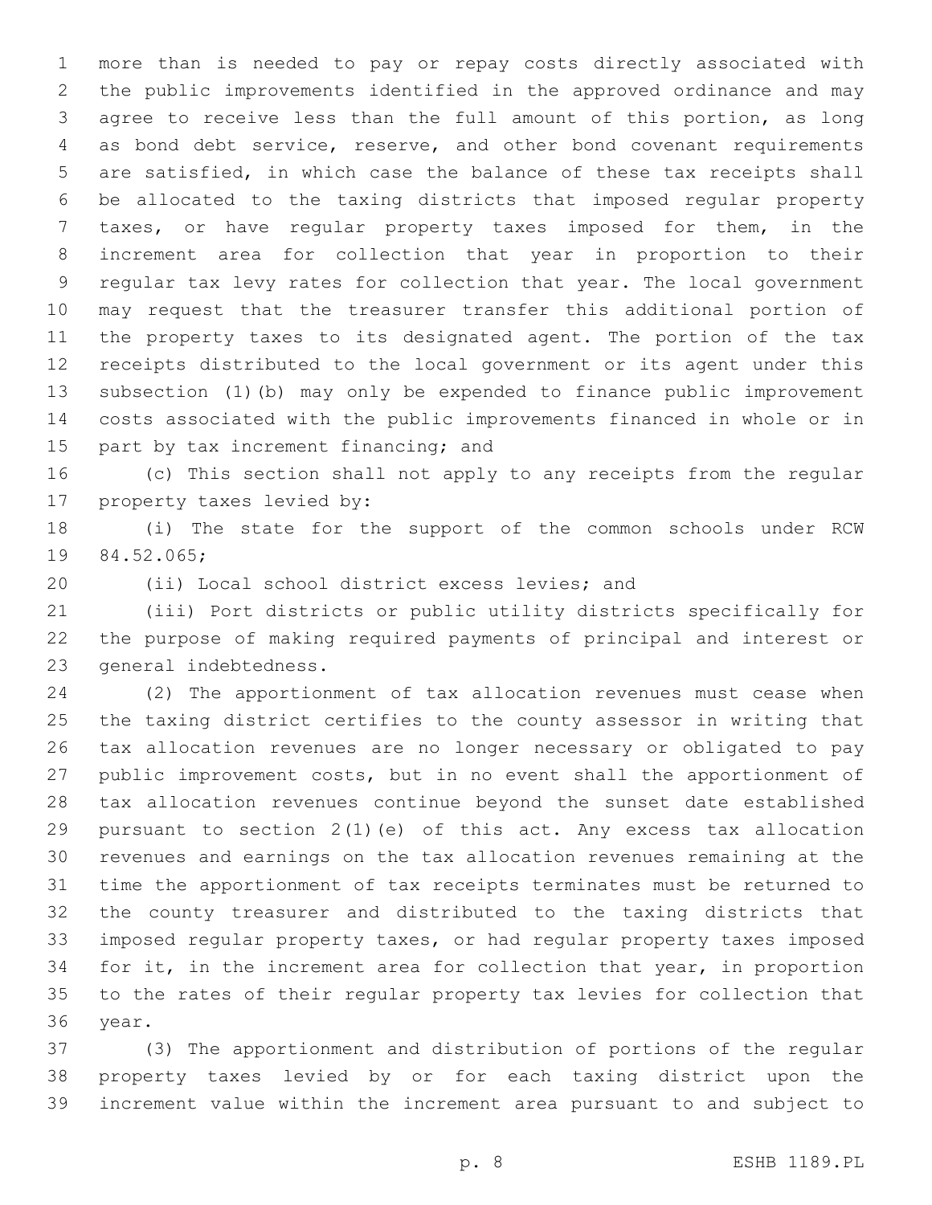more than is needed to pay or repay costs directly associated with the public improvements identified in the approved ordinance and may agree to receive less than the full amount of this portion, as long as bond debt service, reserve, and other bond covenant requirements are satisfied, in which case the balance of these tax receipts shall be allocated to the taxing districts that imposed regular property taxes, or have regular property taxes imposed for them, in the increment area for collection that year in proportion to their regular tax levy rates for collection that year. The local government may request that the treasurer transfer this additional portion of the property taxes to its designated agent. The portion of the tax receipts distributed to the local government or its agent under this subsection (1)(b) may only be expended to finance public improvement costs associated with the public improvements financed in whole or in part by tax increment financing; and

(c) This section shall not apply to any receipts from the regular property taxes levied by:

(i) The state for the support of the common schools under RCW 84.52.065;

(ii) Local school district excess levies; and

(iii) Port districts or public utility districts specifically for the purpose of making required payments of principal and interest or general indebtedness.

(2) The apportionment of tax allocation revenues must cease when the taxing district certifies to the county assessor in writing that tax allocation revenues are no longer necessary or obligated to pay public improvement costs, but in no event shall the apportionment of tax allocation revenues continue beyond the sunset date established pursuant to section 2(1)(e) of this act. Any excess tax allocation revenues and earnings on the tax allocation revenues remaining at the time the apportionment of tax receipts terminates must be returned to the county treasurer and distributed to the taxing districts that imposed regular property taxes, or had regular property taxes imposed for it, in the increment area for collection that year, in proportion to the rates of their regular property tax levies for collection that year.

(3) The apportionment and distribution of portions of the regular property taxes levied by or for each taxing district upon the increment value within the increment area pursuant to and subject to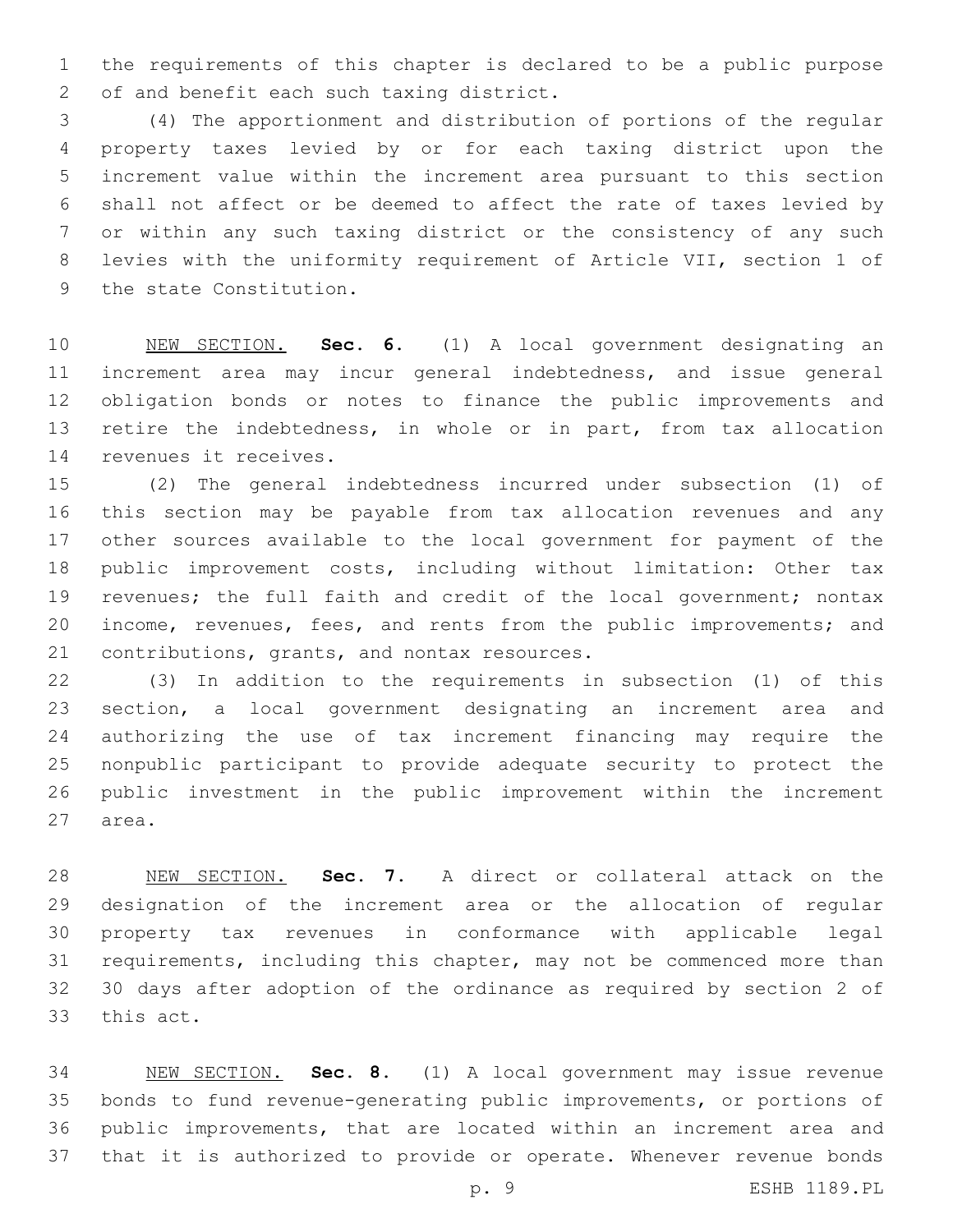the requirements of this chapter is declared to be a public purpose of and benefit each such taxing district.

(4) The apportionment and distribution of portions of the regular property taxes levied by or for each taxing district upon the increment value within the increment area pursuant to this section shall not affect or be deemed to affect the rate of taxes levied by or within any such taxing district or the consistency of any such levies with the uniformity requirement of Article VII, section 1 of the state Constitution.

NEW SECTION. **Sec. 6.** (1) A local government designating an increment area may incur general indebtedness, and issue general obligation bonds or notes to finance the public improvements and retire the indebtedness, in whole or in part, from tax allocation revenues it receives.

(2) The general indebtedness incurred under subsection (1) of this section may be payable from tax allocation revenues and any other sources available to the local government for payment of the public improvement costs, including without limitation: Other tax revenues; the full faith and credit of the local government; nontax income, revenues, fees, and rents from the public improvements; and contributions, grants, and nontax resources.

(3) In addition to the requirements in subsection (1) of this section, a local government designating an increment area and authorizing the use of tax increment financing may require the nonpublic participant to provide adequate security to protect the public investment in the public improvement within the increment area.

NEW SECTION. **Sec. 7.** A direct or collateral attack on the designation of the increment area or the allocation of regular property tax revenues in conformance with applicable legal requirements, including this chapter, may not be commenced more than 30 days after adoption of the ordinance as required by section 2 of this act.

NEW SECTION. **Sec. 8.** (1) A local government may issue revenue bonds to fund revenue-generating public improvements, or portions of public improvements, that are located within an increment area and that it is authorized to provide or operate. Whenever revenue bonds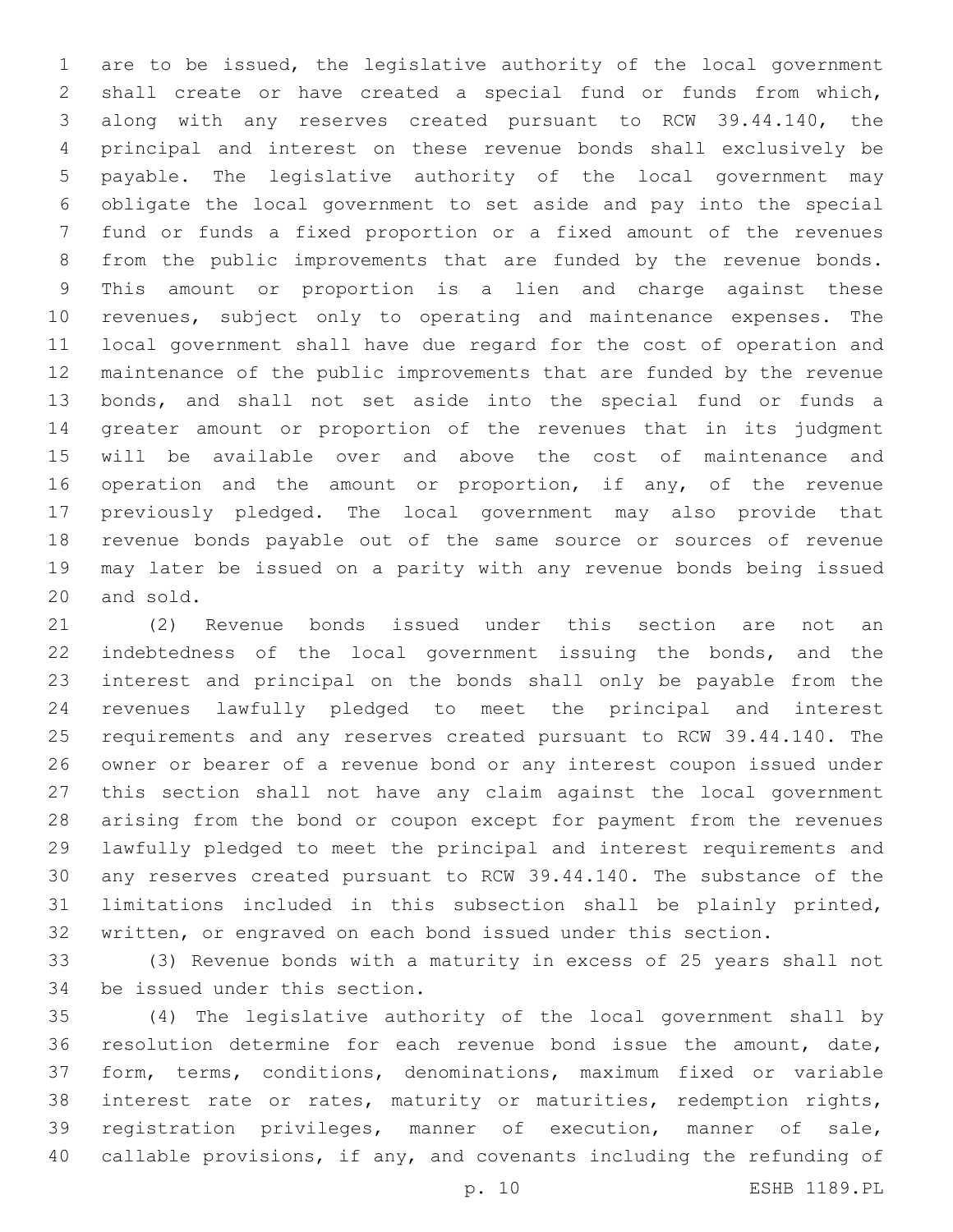are to be issued, the legislative authority of the local government shall create or have created a special fund or funds from which, along with any reserves created pursuant to RCW 39.44.140, the principal and interest on these revenue bonds shall exclusively be payable. The legislative authority of the local government may obligate the local government to set aside and pay into the special fund or funds a fixed proportion or a fixed amount of the revenues from the public improvements that are funded by the revenue bonds. This amount or proportion is a lien and charge against these revenues, subject only to operating and maintenance expenses. The local government shall have due regard for the cost of operation and maintenance of the public improvements that are funded by the revenue bonds, and shall not set aside into the special fund or funds a greater amount or proportion of the revenues that in its judgment will be available over and above the cost of maintenance and operation and the amount or proportion, if any, of the revenue previously pledged. The local government may also provide that revenue bonds payable out of the same source or sources of revenue may later be issued on a parity with any revenue bonds being issued and sold.

(2) Revenue bonds issued under this section are not an indebtedness of the local government issuing the bonds, and the interest and principal on the bonds shall only be payable from the revenues lawfully pledged to meet the principal and interest requirements and any reserves created pursuant to RCW 39.44.140. The owner or bearer of a revenue bond or any interest coupon issued under this section shall not have any claim against the local government arising from the bond or coupon except for payment from the revenues lawfully pledged to meet the principal and interest requirements and any reserves created pursuant to RCW 39.44.140. The substance of the limitations included in this subsection shall be plainly printed, written, or engraved on each bond issued under this section.

(3) Revenue bonds with a maturity in excess of 25 years shall not be issued under this section.

(4) The legislative authority of the local government shall by resolution determine for each revenue bond issue the amount, date, form, terms, conditions, denominations, maximum fixed or variable interest rate or rates, maturity or maturities, redemption rights, registration privileges, manner of execution, manner of sale, callable provisions, if any, and covenants including the refunding of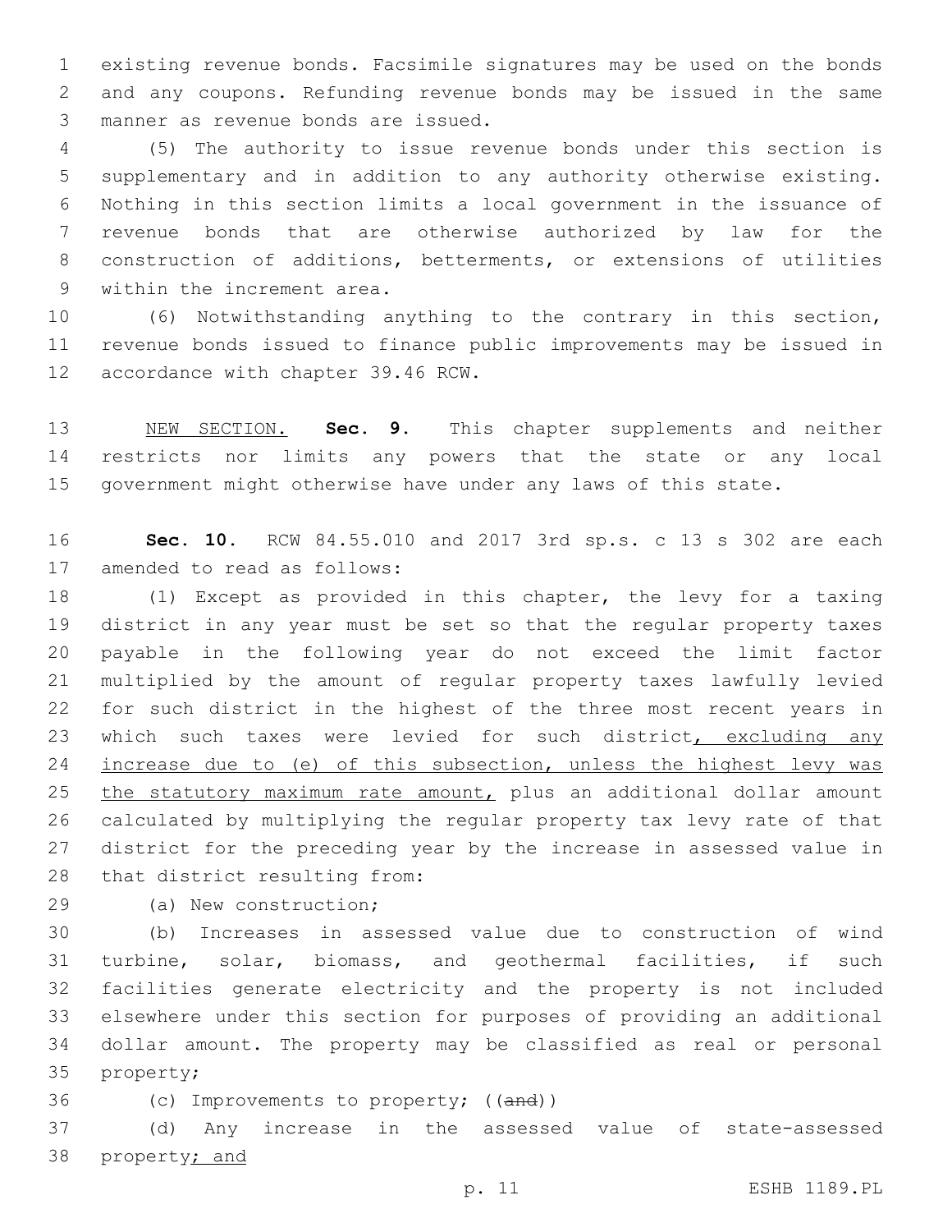existing revenue bonds. Facsimile signatures may be used on the bonds and any coupons. Refunding revenue bonds may be issued in the same manner as revenue bonds are issued.

(5) The authority to issue revenue bonds under this section is supplementary and in addition to any authority otherwise existing. Nothing in this section limits a local government in the issuance of revenue bonds that are otherwise authorized by law for the construction of additions, betterments, or extensions of utilities within the increment area.

(6) Notwithstanding anything to the contrary in this section, revenue bonds issued to finance public improvements may be issued in accordance with chapter 39.46 RCW.

NEW SECTION. **Sec. 9.** This chapter supplements and neither restricts nor limits any powers that the state or any local government might otherwise have under any laws of this state.

**Sec. 10.** RCW 84.55.010 and 2017 3rd sp.s. c 13 s 302 are each amended to read as follows:

(1) Except as provided in this chapter, the levy for a taxing district in any year must be set so that the regular property taxes payable in the following year do not exceed the limit factor multiplied by the amount of regular property taxes lawfully levied for such district in the highest of the three most recent years in which such taxes were levied for such district, excluding any increase due to (e) of this subsection, unless the highest levy was the statutory maximum rate amount, plus an additional dollar amount calculated by multiplying the regular property tax levy rate of that district for the preceding year by the increase in assessed value in that district resulting from:

(a) New construction;

(b) Increases in assessed value due to construction of wind turbine, solar, biomass, and geothermal facilities, if such facilities generate electricity and the property is not included elsewhere under this section for purposes of providing an additional dollar amount. The property may be classified as real or personal property;

(c) Improvements to property; ~~((and))~~

(d) Any increase in the assessed value of state-assessed property; and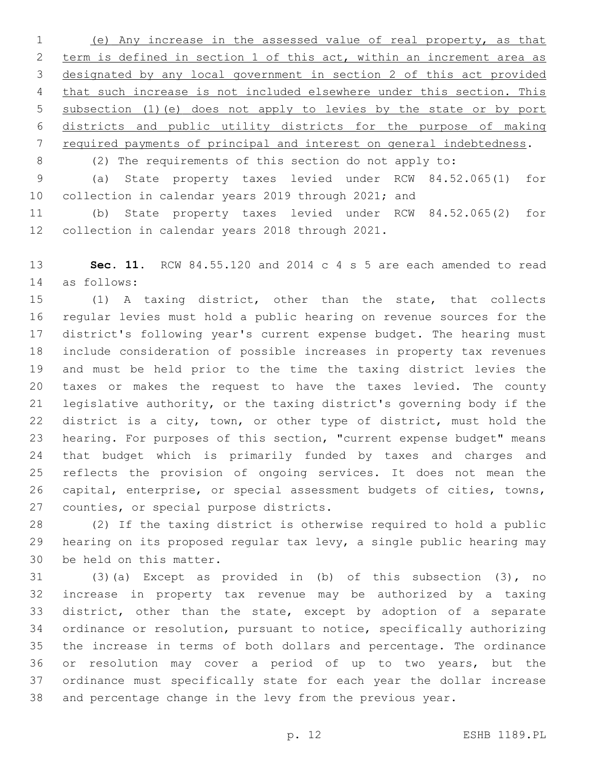(e) Any increase in the assessed value of real property, as that term is defined in section 1 of this act, within an increment area as designated by any local government in section 2 of this act provided that such increase is not included elsewhere under this section. This subsection (1)(e) does not apply to levies by the state or by port districts and public utility districts for the purpose of making required payments of principal and interest on general indebtedness.

(2) The requirements of this section do not apply to:

(a) State property taxes levied under RCW 84.52.065(1) for collection in calendar years 2019 through 2021; and

(b) State property taxes levied under RCW 84.52.065(2) for collection in calendar years 2018 through 2021.

**Sec. 11.** RCW 84.55.120 and 2014 c 4 s 5 are each amended to read as follows:

(1) A taxing district, other than the state, that collects regular levies must hold a public hearing on revenue sources for the district's following year's current expense budget. The hearing must include consideration of possible increases in property tax revenues and must be held prior to the time the taxing district levies the taxes or makes the request to have the taxes levied. The county legislative authority, or the taxing district's governing body if the district is a city, town, or other type of district, must hold the hearing. For purposes of this section, "current expense budget" means that budget which is primarily funded by taxes and charges and reflects the provision of ongoing services. It does not mean the capital, enterprise, or special assessment budgets of cities, towns, counties, or special purpose districts.

(2) If the taxing district is otherwise required to hold a public hearing on its proposed regular tax levy, a single public hearing may be held on this matter.

(3)(a) Except as provided in (b) of this subsection (3), no increase in property tax revenue may be authorized by a taxing district, other than the state, except by adoption of a separate ordinance or resolution, pursuant to notice, specifically authorizing the increase in terms of both dollars and percentage. The ordinance or resolution may cover a period of up to two years, but the ordinance must specifically state for each year the dollar increase and percentage change in the levy from the previous year.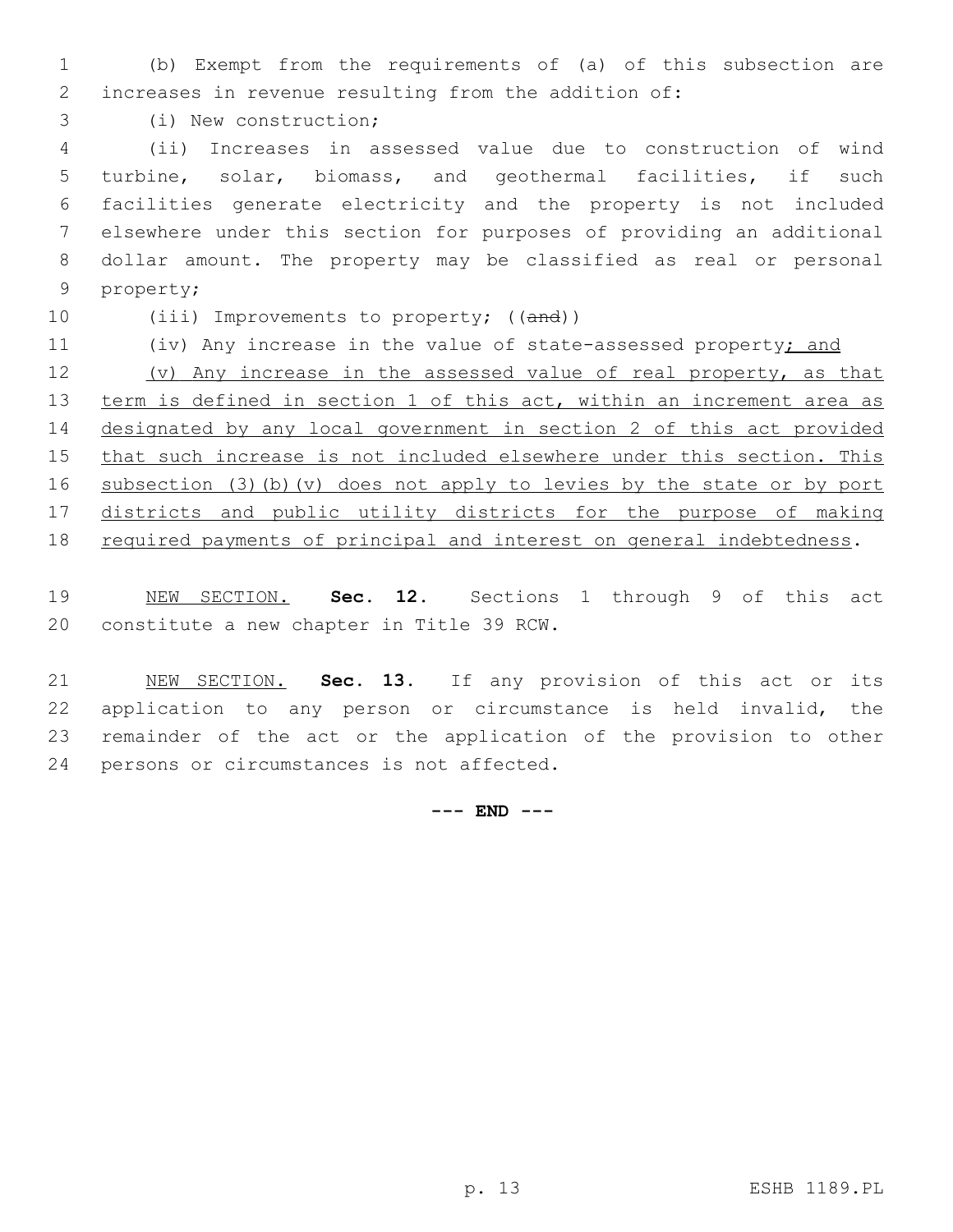(b) Exempt from the requirements of (a) of this subsection are increases in revenue resulting from the addition of:

(i) New construction;

(ii) Increases in assessed value due to construction of wind turbine, solar, biomass, and geothermal facilities, if such facilities generate electricity and the property is not included elsewhere under this section for purposes of providing an additional dollar amount. The property may be classified as real or personal property;

(iii) Improvements to property; ((~~and~~))

(iv) Any increase in the value of state-assessed property<u>; and</u>

<u>(v) Any increase in the assessed value of real property, as that term is defined in section 1 of this act, within an increment area as designated by any local government in section 2 of this act provided that such increase is not included elsewhere under this section. This subsection (3)(b)(v) does not apply to levies by the state or by port districts and public utility districts for the purpose of making required payments of principal and interest on general indebtedness</u>.

<u>NEW SECTION.</u> **Sec. 12.** Sections 1 through 9 of this act constitute a new chapter in Title 39 RCW.

<u>NEW SECTION.</u> **Sec. 13.** If any provision of this act or its application to any person or circumstance is held invalid, the remainder of the act or the application of the provision to other persons or circumstances is not affected.

**--- END ---**